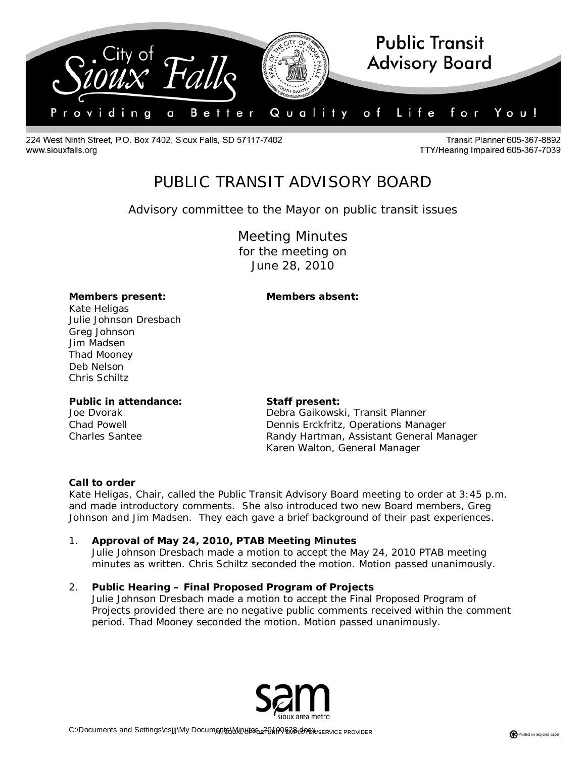City of Sioux Falls

**Public Transit Advisory Board**

Providing a Better Quality of Life for You!

224 West Ninth Street, P.O. Box 7402, Sioux Falls, SD 57117-7402
www.siouxfalls.org

Transit Planner 605-367-8892
TTY/Hearing Impaired 605-367-7039

# PUBLIC TRANSIT ADVISORY BOARD

Advisory committee to the Mayor on public transit issues

## Meeting Minutes
for the meeting on
June 28, 2010

**Members present:**
Kate Heligas
Julie Johnson Dresbach
Greg Johnson
Jim Madsen
Thad Mooney
Deb Nelson
Chris Schiltz

**Members absent:**

**Public in attendance:**
Joe Dvorak
Chad Powell
Charles Santee

**Staff present:**
Debra Gaikowski, Transit Planner
Dennis Erckfritz, Operations Manager
Randy Hartman, Assistant General Manager
Karen Walton, General Manager

**Call to order**
Kate Heligas, Chair, called the Public Transit Advisory Board meeting to order at 3:45 p.m. and made introductory comments. She also introduced two new Board members, Greg Johnson and Jim Madsen. They each gave a brief background of their past experiences.

1. **Approval of May 24, 2010, PTAB Meeting Minutes**
   Julie Johnson Dresbach made a motion to accept the May 24, 2010 PTAB meeting minutes as written. Chris Schiltz seconded the motion. Motion passed unanimously.

2. **Public Hearing – Final Proposed Program of Projects**
   Julie Johnson Dresbach made a motion to accept the Final Proposed Program of Projects provided there are no negative public comments received within the comment period. Thad Mooney seconded the motion. Motion passed unanimously.

sam sioux area metro

AN EQUAL OPPORTUNITY EMPLOYER/SERVICE PROVIDER

C:\Documents and Settings\csjjj\My Documents\Minutes_20100628.docx

Printed on recycled paper.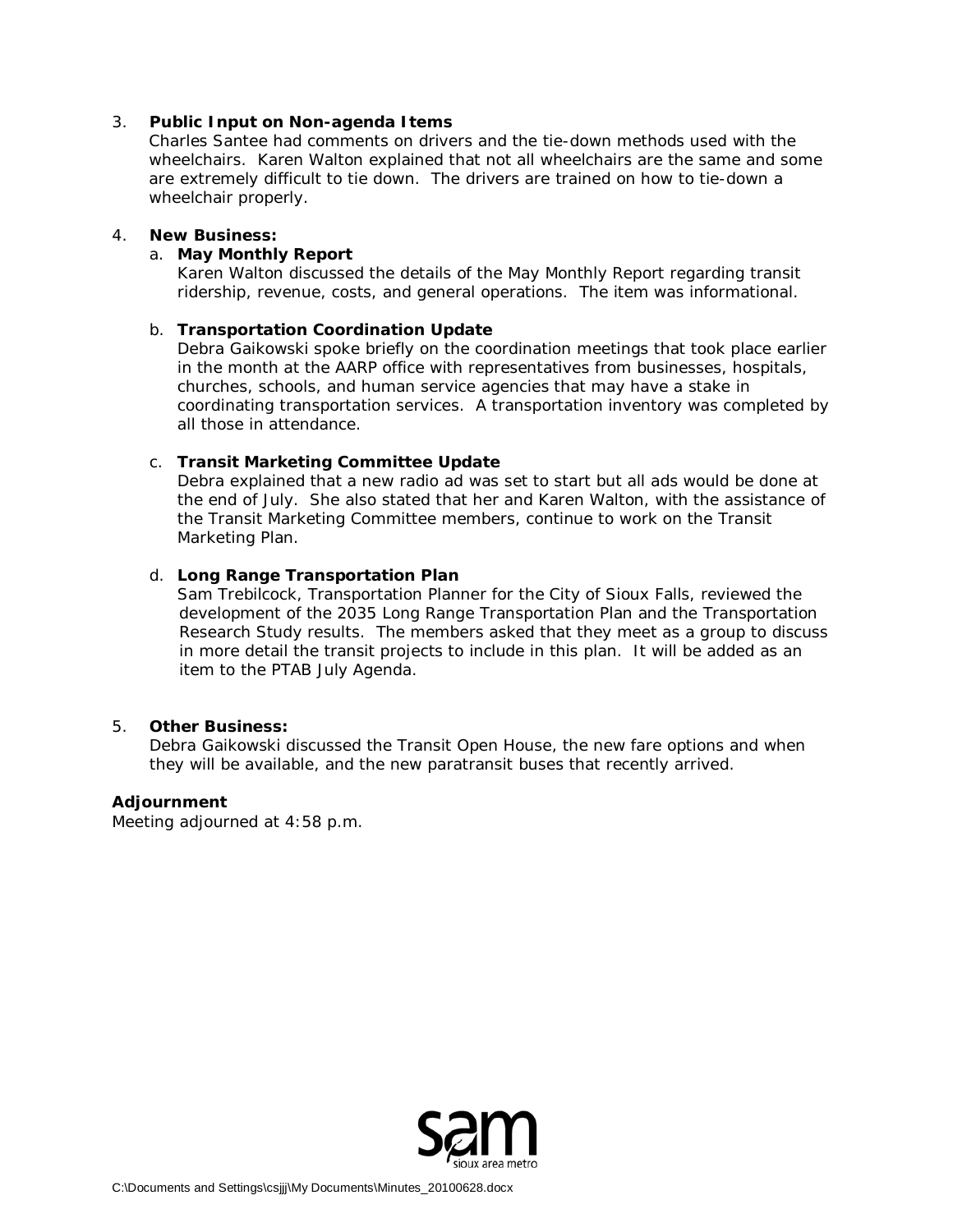3. **Public Input on Non-agenda Items**
   Charles Santee had comments on drivers and the tie-down methods used with the wheelchairs. Karen Walton explained that not all wheelchairs are the same and some are extremely difficult to tie down. The drivers are trained on how to tie-down a wheelchair properly.

4. **New Business:**
   a. **May Monthly Report**
      Karen Walton discussed the details of the May Monthly Report regarding transit ridership, revenue, costs, and general operations. The item was informational.

   b. **Transportation Coordination Update**
      Debra Gaikowski spoke briefly on the coordination meetings that took place earlier in the month at the AARP office with representatives from businesses, hospitals, churches, schools, and human service agencies that may have a stake in coordinating transportation services. A transportation inventory was completed by all those in attendance.

   c. **Transit Marketing Committee Update**
      Debra explained that a new radio ad was set to start but all ads would be done at the end of July. She also stated that her and Karen Walton, with the assistance of the Transit Marketing Committee members, continue to work on the Transit Marketing Plan.

   d. **Long Range Transportation Plan**
      Sam Trebilcock, Transportation Planner for the City of Sioux Falls, reviewed the development of the 2035 Long Range Transportation Plan and the Transportation Research Study results. The members asked that they meet as a group to discuss in more detail the transit projects to include in this plan. It will be added as an item to the PTAB July Agenda.

5. **Other Business:**
   Debra Gaikowski discussed the Transit Open House, the new fare options and when they will be available, and the new paratransit buses that recently arrived.

**Adjournment**
Meeting adjourned at 4:58 p.m.